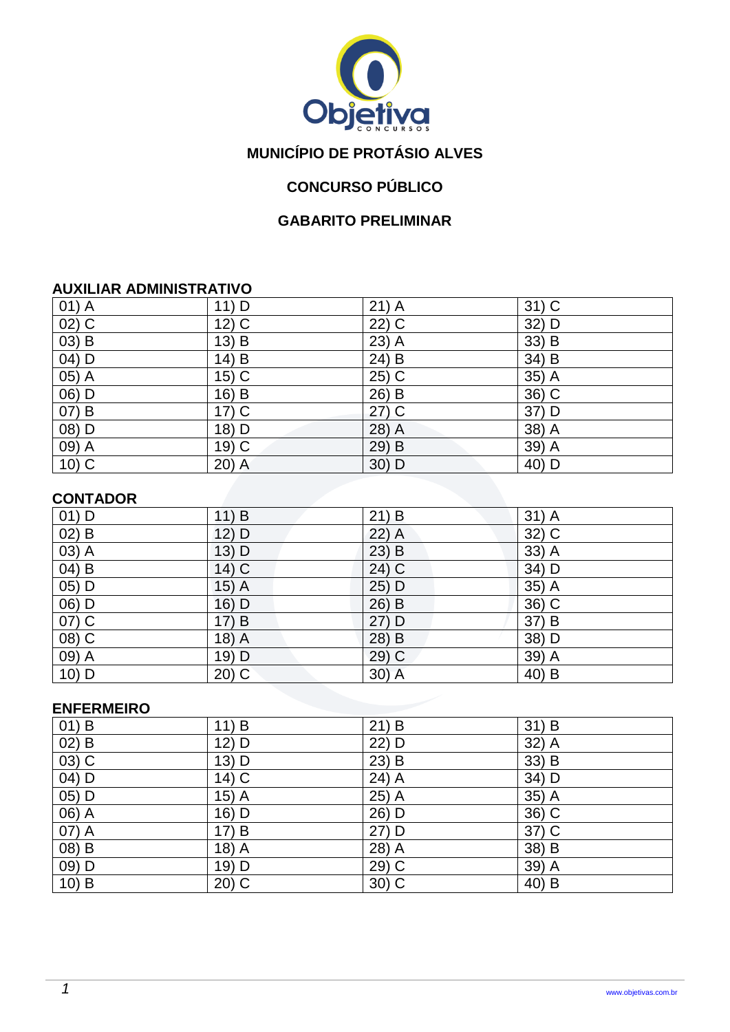## MUNICÍPIO DE PROTÁSIO ALVES

## CONCURSO PÚBLICO

## GABARITO PRELIMINAR

### AUXILIAR ADMINISTRATIVO

| | | | |
|---|---|---|---|
| 01) A | 11) D | 21) A | 31) C |
| 02) C | 12) C | 22) C | 32) D |
| 03) B | 13) B | 23) A | 33) B |
| 04) D | 14) B | 24) B | 34) B |
| 05) A | 15) C | 25) C | 35) A |
| 06) D | 16) B | 26) B | 36) C |
| 07) B | 17) C | 27) C | 37) D |
| 08) D | 18) D | 28) A | 38) A |
| 09) A | 19) C | 29) B | 39) A |
| 10) C | 20) A | 30) D | 40) D |

### CONTADOR

| | | | |
|---|---|---|---|
| 01) D | 11) B | 21) B | 31) A |
| 02) B | 12) D | 22) A | 32) C |
| 03) A | 13) D | 23) B | 33) A |
| 04) B | 14) C | 24) C | 34) D |
| 05) D | 15) A | 25) D | 35) A |
| 06) D | 16) D | 26) B | 36) C |
| 07) C | 17) B | 27) D | 37) B |
| 08) C | 18) A | 28) B | 38) D |
| 09) A | 19) D | 29) C | 39) A |
| 10) D | 20) C | 30) A | 40) B |

### ENFERMEIRO

| | | | |
|---|---|---|---|
| 01) B | 11) B | 21) B | 31) B |
| 02) B | 12) D | 22) D | 32) A |
| 03) C | 13) D | 23) B | 33) B |
| 04) D | 14) C | 24) A | 34) D |
| 05) D | 15) A | 25) A | 35) A |
| 06) A | 16) D | 26) D | 36) C |
| 07) A | 17) B | 27) D | 37) C |
| 08) B | 18) A | 28) A | 38) B |
| 09) D | 19) D | 29) C | 39) A |
| 10) B | 20) C | 30) C | 40) B |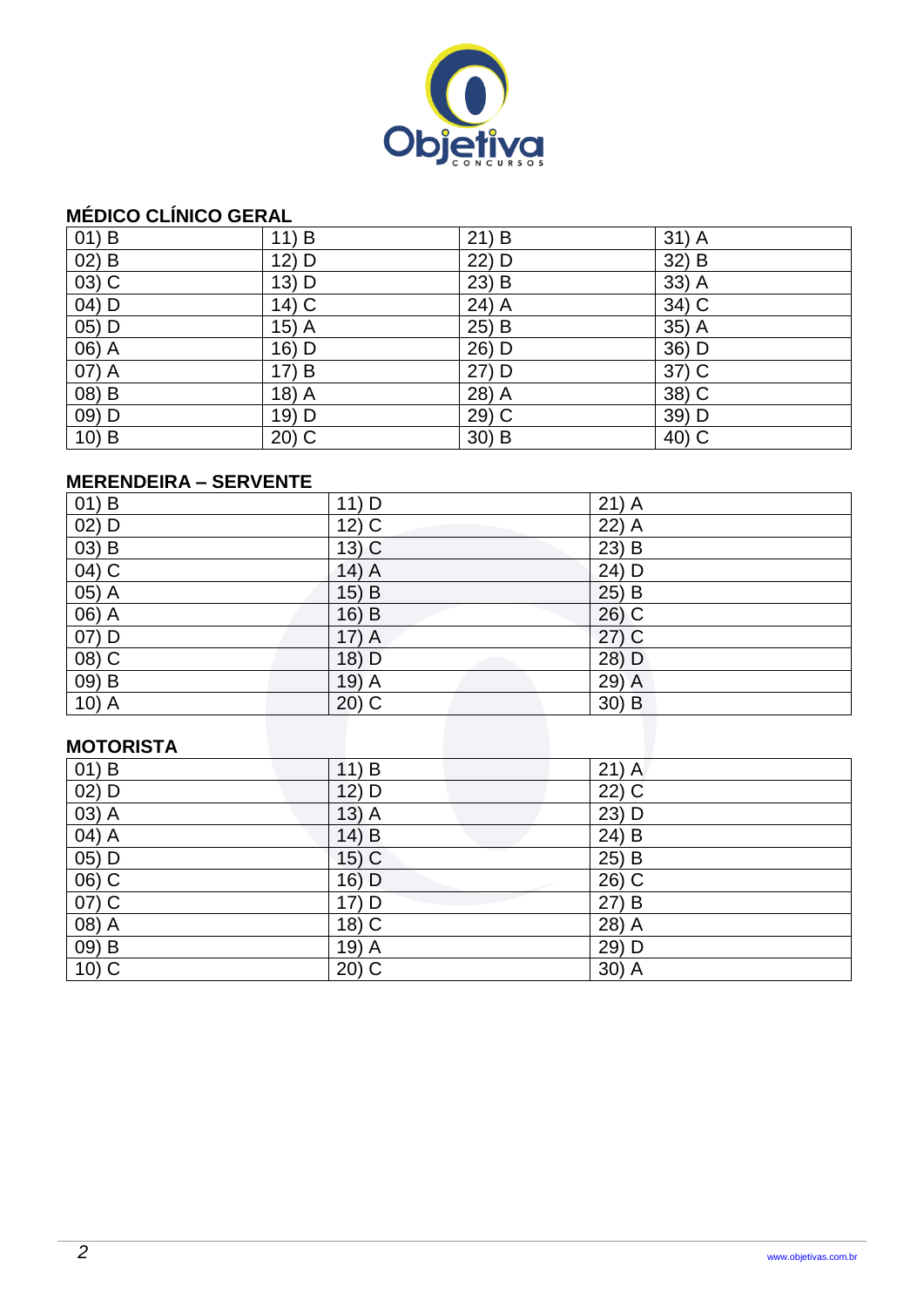## MÉDICO CLÍNICO GERAL

| | | | |
|---|---|---|---|
| 01) B | 11) B | 21) B | 31) A |
| 02) B | 12) D | 22) D | 32) B |
| 03) C | 13) D | 23) B | 33) A |
| 04) D | 14) C | 24) A | 34) C |
| 05) D | 15) A | 25) B | 35) A |
| 06) A | 16) D | 26) D | 36) D |
| 07) A | 17) B | 27) D | 37) C |
| 08) B | 18) A | 28) A | 38) C |
| 09) D | 19) D | 29) C | 39) D |
| 10) B | 20) C | 30) B | 40) C |

## MERENDEIRA – SERVENTE

| | | |
|---|---|---|
| 01) B | 11) D | 21) A |
| 02) D | 12) C | 22) A |
| 03) B | 13) C | 23) B |
| 04) C | 14) A | 24) D |
| 05) A | 15) B | 25) B |
| 06) A | 16) B | 26) C |
| 07) D | 17) A | 27) C |
| 08) C | 18) D | 28) D |
| 09) B | 19) A | 29) A |
| 10) A | 20) C | 30) B |

## MOTORISTA

| | | |
|---|---|---|
| 01) B | 11) B | 21) A |
| 02) D | 12) D | 22) C |
| 03) A | 13) A | 23) D |
| 04) A | 14) B | 24) B |
| 05) D | 15) C | 25) B |
| 06) C | 16) D | 26) C |
| 07) C | 17) D | 27) B |
| 08) A | 18) C | 28) A |
| 09) B | 19) A | 29) D |
| 10) C | 20) C | 30) A |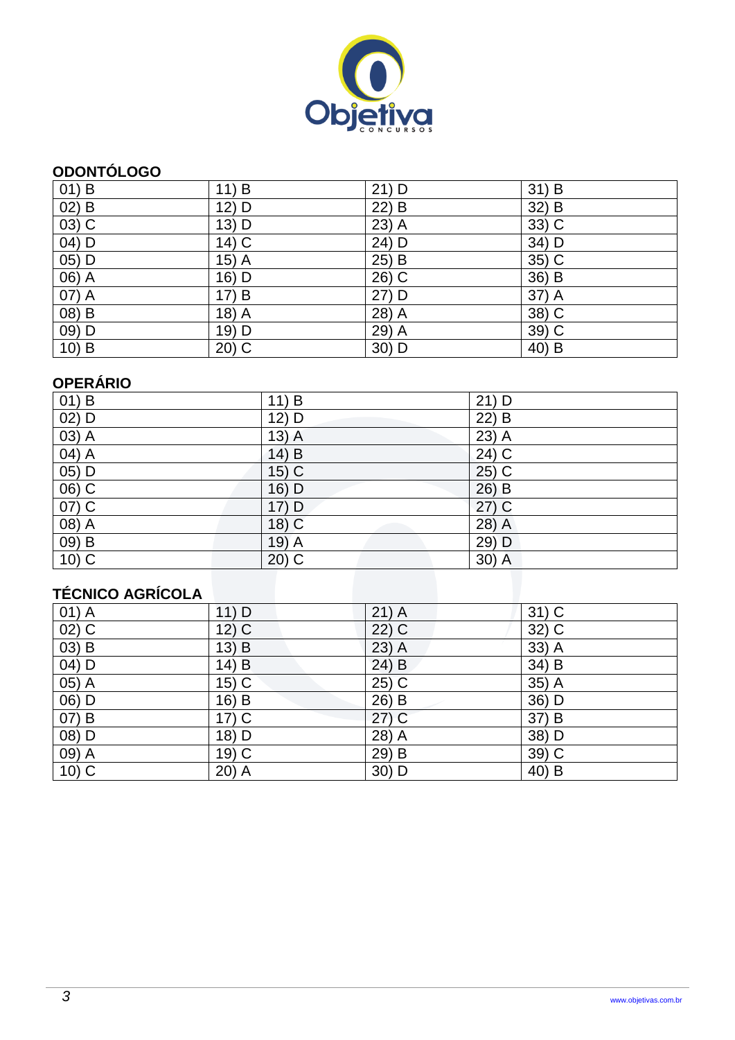## ODONTÓLOGO

| | | | |
|---|---|---|---|
| 01) B | 11) B | 21) D | 31) B |
| 02) B | 12) D | 22) B | 32) B |
| 03) C | 13) D | 23) A | 33) C |
| 04) D | 14) C | 24) D | 34) D |
| 05) D | 15) A | 25) B | 35) C |
| 06) A | 16) D | 26) C | 36) B |
| 07) A | 17) B | 27) D | 37) A |
| 08) B | 18) A | 28) A | 38) C |
| 09) D | 19) D | 29) A | 39) C |
| 10) B | 20) C | 30) D | 40) B |

## OPERÁRIO

| | | |
|---|---|---|
| 01) B | 11) B | 21) D |
| 02) D | 12) D | 22) B |
| 03) A | 13) A | 23) A |
| 04) A | 14) B | 24) C |
| 05) D | 15) C | 25) C |
| 06) C | 16) D | 26) B |
| 07) C | 17) D | 27) C |
| 08) A | 18) C | 28) A |
| 09) B | 19) A | 29) D |
| 10) C | 20) C | 30) A |

## TÉCNICO AGRÍCOLA

| | | | |
|---|---|---|---|
| 01) A | 11) D | 21) A | 31) C |
| 02) C | 12) C | 22) C | 32) C |
| 03) B | 13) B | 23) A | 33) A |
| 04) D | 14) B | 24) B | 34) B |
| 05) A | 15) C | 25) C | 35) A |
| 06) D | 16) B | 26) B | 36) D |
| 07) B | 17) C | 27) C | 37) B |
| 08) D | 18) D | 28) A | 38) D |
| 09) A | 19) C | 29) B | 39) C |
| 10) C | 20) A | 30) D | 40) B |